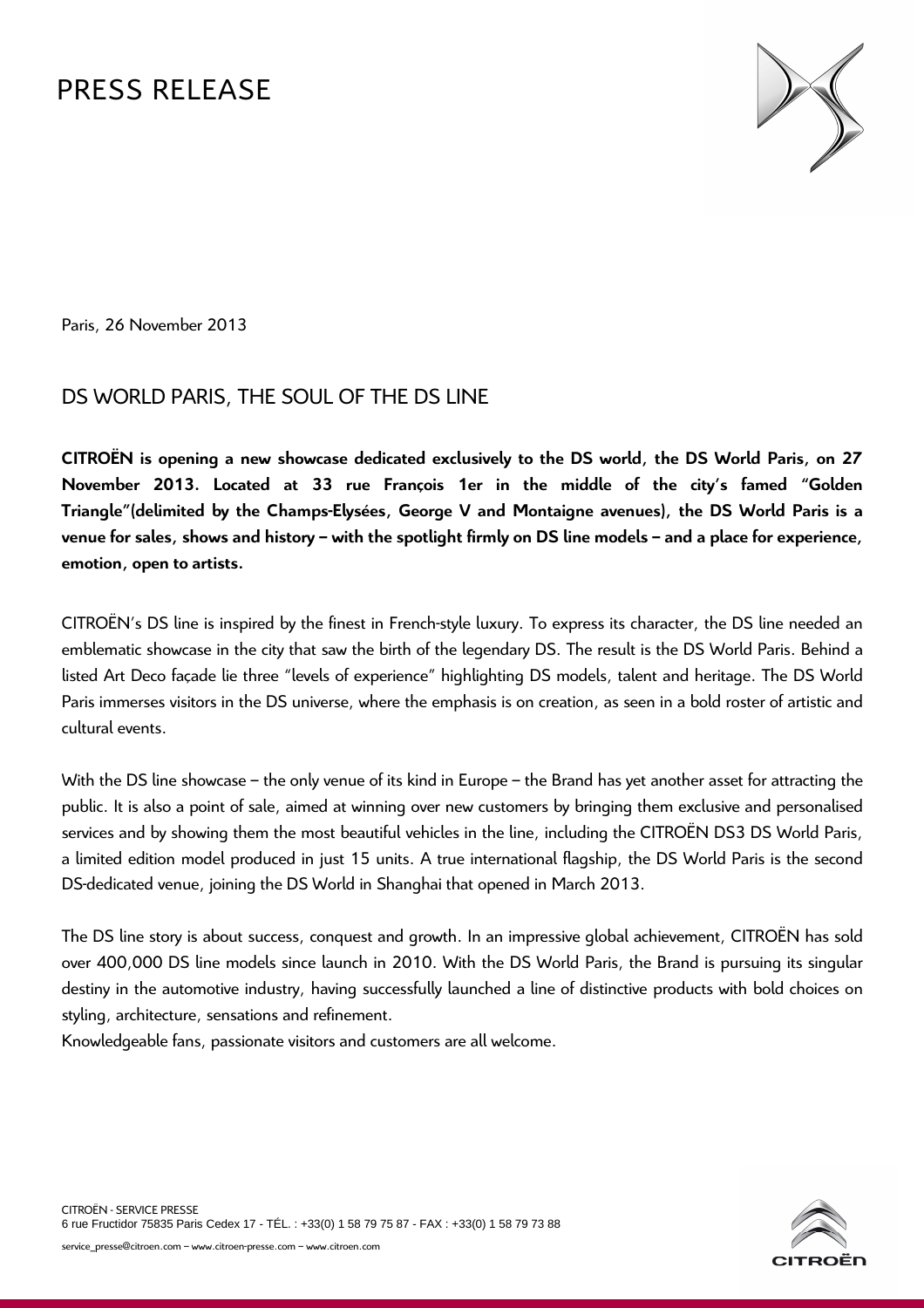# PRESS RELEASE

Paris, 26 November 2013

## DS WORLD PARIS, THE SOUL OF THE DS LINE

**CITROËN is opening a new showcase dedicated exclusively to the DS world, the DS World Paris, on 27 November 2013. Located at 33 rue François 1er in the middle of the city's famed "Golden Triangle"(delimited by the Champs-Elysées, George V and Montaigne avenues), the DS World Paris is a venue for sales, shows and history – with the spotlight firmly on DS line models – and a place for experience, emotion, open to artists.**

CITROËN's DS line is inspired by the finest in French-style luxury. To express its character, the DS line needed an emblematic showcase in the city that saw the birth of the legendary DS. The result is the DS World Paris. Behind a listed Art Deco façade lie three "levels of experience" highlighting DS models, talent and heritage. The DS World Paris immerses visitors in the DS universe, where the emphasis is on creation, as seen in a bold roster of artistic and cultural events.

With the DS line showcase – the only venue of its kind in Europe – the Brand has yet another asset for attracting the public. It is also a point of sale, aimed at winning over new customers by bringing them exclusive and personalised services and by showing them the most beautiful vehicles in the line, including the CITROËN DS3 DS World Paris, a limited edition model produced in just 15 units. A true international flagship, the DS World Paris is the second DS-dedicated venue, joining the DS World in Shanghai that opened in March 2013.

The DS line story is about success, conquest and growth. In an impressive global achievement, CITROËN has sold over 400,000 DS line models since launch in 2010. With the DS World Paris, the Brand is pursuing its singular destiny in the automotive industry, having successfully launched a line of distinctive products with bold choices on styling, architecture, sensations and refinement.
Knowledgeable fans, passionate visitors and customers are all welcome.

CITROËN - SERVICE PRESSE
6 rue Fructidor 75835 Paris Cedex 17 - TÉL. : +33(0) 1 58 79 75 87 - FAX : +33(0) 1 58 79 73 88
service_presse@citroen.com – www.citroen-presse.com – www.citroen.com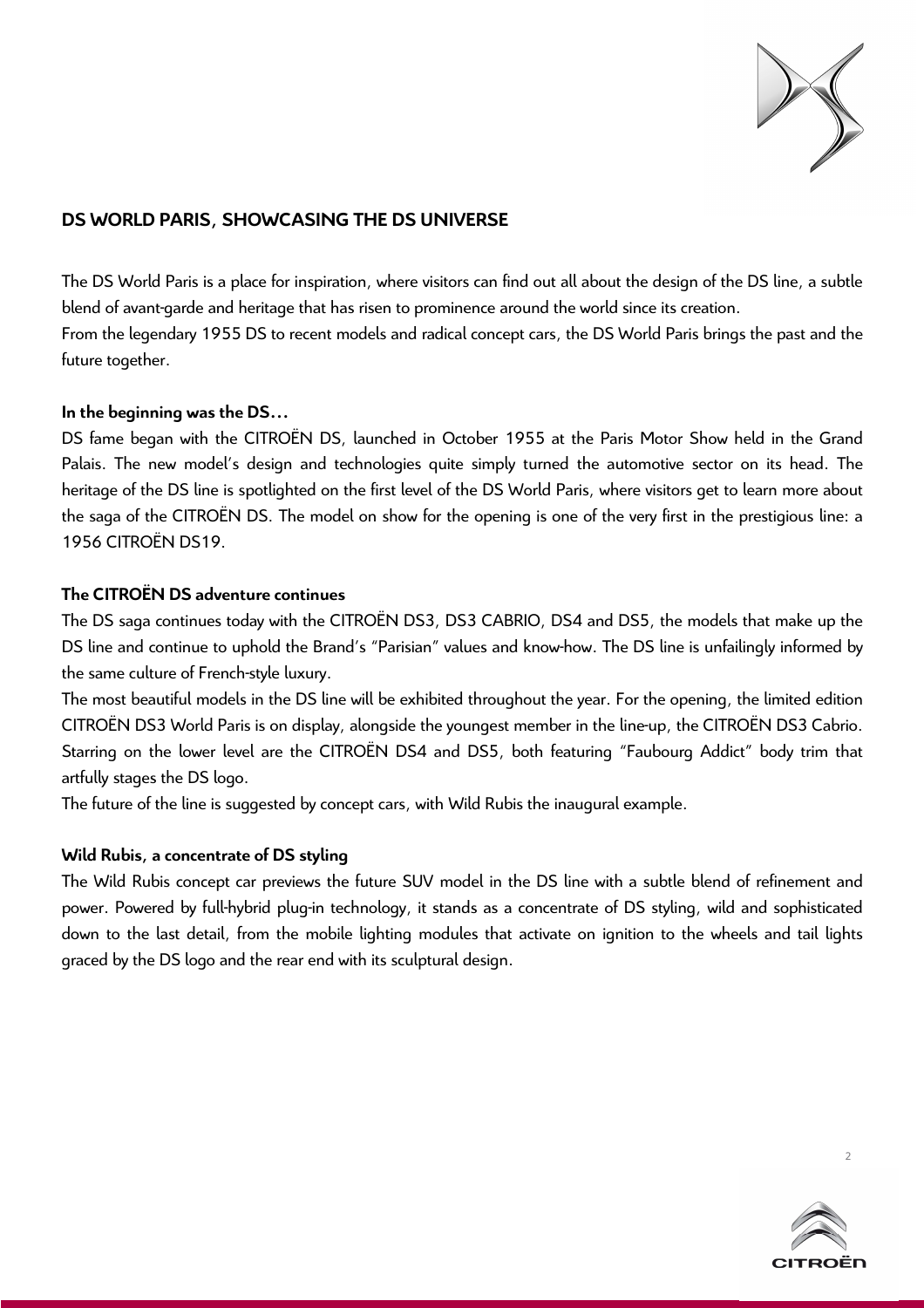## DS WORLD PARIS, SHOWCASING THE DS UNIVERSE

The DS World Paris is a place for inspiration, where visitors can find out all about the design of the DS line, a subtle blend of avant-garde and heritage that has risen to prominence around the world since its creation.
From the legendary 1955 DS to recent models and radical concept cars, the DS World Paris brings the past and the future together.

**In the beginning was the DS…**
DS fame began with the CITROËN DS, launched in October 1955 at the Paris Motor Show held in the Grand Palais. The new model's design and technologies quite simply turned the automotive sector on its head. The heritage of the DS line is spotlighted on the first level of the DS World Paris, where visitors get to learn more about the saga of the CITROËN DS. The model on show for the opening is one of the very first in the prestigious line: a 1956 CITROËN DS19.

**The CITROËN DS adventure continues**
The DS saga continues today with the CITROËN DS3, DS3 CABRIO, DS4 and DS5, the models that make up the DS line and continue to uphold the Brand's "Parisian" values and know-how. The DS line is unfailingly informed by the same culture of French-style luxury.
The most beautiful models in the DS line will be exhibited throughout the year. For the opening, the limited edition CITROËN DS3 World Paris is on display, alongside the youngest member in the line-up, the CITROËN DS3 Cabrio. Starring on the lower level are the CITROËN DS4 and DS5, both featuring "Faubourg Addict" body trim that artfully stages the DS logo.
The future of the line is suggested by concept cars, with Wild Rubis the inaugural example.

**Wild Rubis, a concentrate of DS styling**
The Wild Rubis concept car previews the future SUV model in the DS line with a subtle blend of refinement and power. Powered by full-hybrid plug-in technology, it stands as a concentrate of DS styling, wild and sophisticated down to the last detail, from the mobile lighting modules that activate on ignition to the wheels and tail lights graced by the DS logo and the rear end with its sculptural design.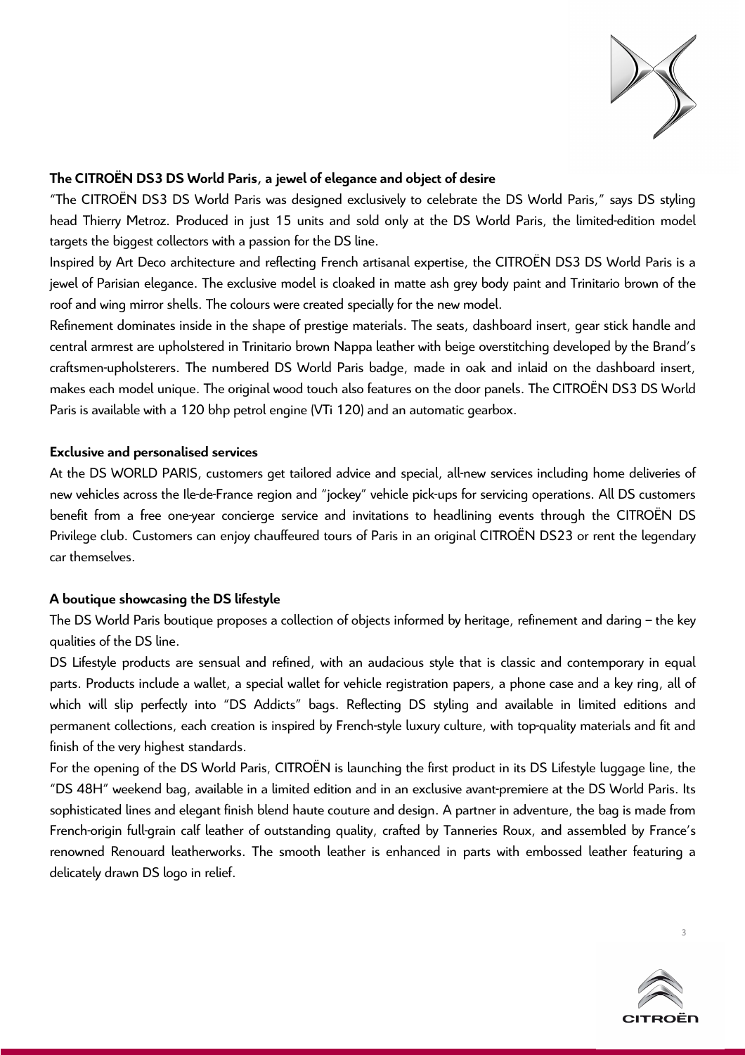**The CITROËN DS3 DS World Paris, a jewel of elegance and object of desire**

"The CITROËN DS3 DS World Paris was designed exclusively to celebrate the DS World Paris," says DS styling head Thierry Metroz. Produced in just 15 units and sold only at the DS World Paris, the limited-edition model targets the biggest collectors with a passion for the DS line.

Inspired by Art Deco architecture and reflecting French artisanal expertise, the CITROËN DS3 DS World Paris is a jewel of Parisian elegance. The exclusive model is cloaked in matte ash grey body paint and Trinitario brown of the roof and wing mirror shells. The colours were created specially for the new model.

Refinement dominates inside in the shape of prestige materials. The seats, dashboard insert, gear stick handle and central armrest are upholstered in Trinitario brown Nappa leather with beige overstitching developed by the Brand's craftsmen-upholsterers. The numbered DS World Paris badge, made in oak and inlaid on the dashboard insert, makes each model unique. The original wood touch also features on the door panels. The CITROËN DS3 DS World Paris is available with a 120 bhp petrol engine (VTi 120) and an automatic gearbox.

**Exclusive and personalised services**

At the DS WORLD PARIS, customers get tailored advice and special, all-new services including home deliveries of new vehicles across the Ile-de-France region and "jockey" vehicle pick-ups for servicing operations. All DS customers benefit from a free one-year concierge service and invitations to headlining events through the CITROËN DS Privilege club. Customers can enjoy chauffeured tours of Paris in an original CITROËN DS23 or rent the legendary car themselves.

**A boutique showcasing the DS lifestyle**

The DS World Paris boutique proposes a collection of objects informed by heritage, refinement and daring – the key qualities of the DS line.

DS Lifestyle products are sensual and refined, with an audacious style that is classic and contemporary in equal parts. Products include a wallet, a special wallet for vehicle registration papers, a phone case and a key ring, all of which will slip perfectly into "DS Addicts" bags. Reflecting DS styling and available in limited editions and permanent collections, each creation is inspired by French-style luxury culture, with top-quality materials and fit and finish of the very highest standards.

For the opening of the DS World Paris, CITROËN is launching the first product in its DS Lifestyle luggage line, the "DS 48H" weekend bag, available in a limited edition and in an exclusive avant-premiere at the DS World Paris. Its sophisticated lines and elegant finish blend haute couture and design. A partner in adventure, the bag is made from French-origin full-grain calf leather of outstanding quality, crafted by Tanneries Roux, and assembled by France's renowned Renouard leatherworks. The smooth leather is enhanced in parts with embossed leather featuring a delicately drawn DS logo in relief.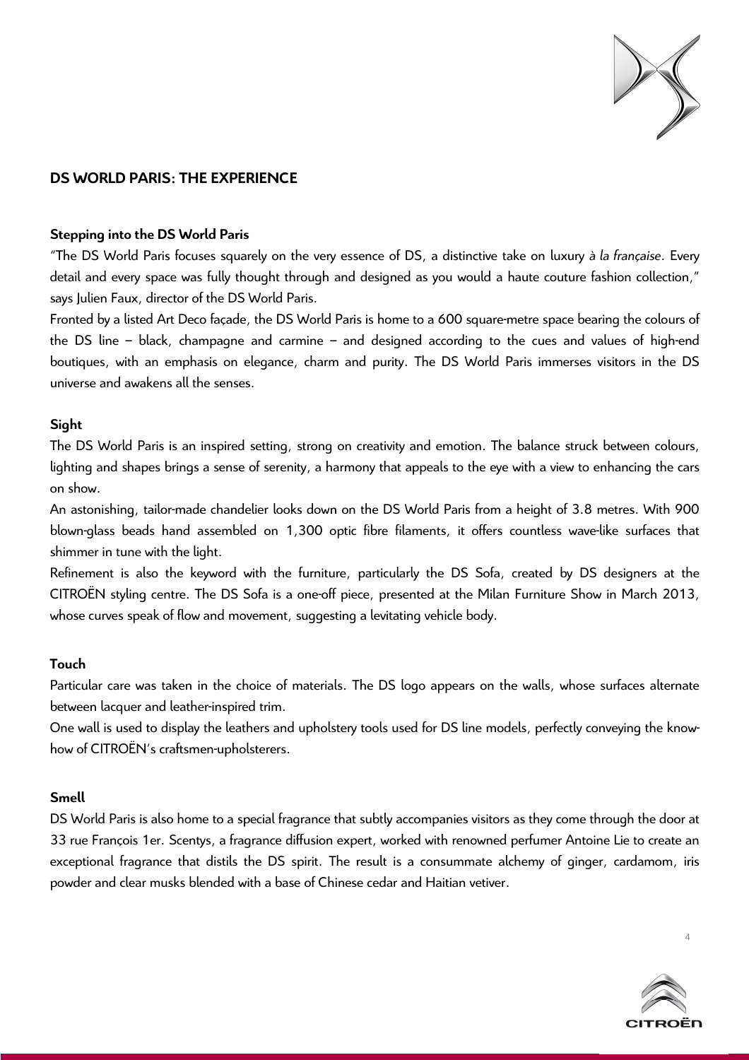## DS WORLD PARIS: THE EXPERIENCE

### Stepping into the DS World Paris

"The DS World Paris focuses squarely on the very essence of DS, a distinctive take on luxury *à la française*. Every detail and every space was fully thought through and designed as you would a haute couture fashion collection," says Julien Faux, director of the DS World Paris.

Fronted by a listed Art Deco façade, the DS World Paris is home to a 600 square-metre space bearing the colours of the DS line – black, champagne and carmine – and designed according to the cues and values of high-end boutiques, with an emphasis on elegance, charm and purity. The DS World Paris immerses visitors in the DS universe and awakens all the senses.

### Sight

The DS World Paris is an inspired setting, strong on creativity and emotion. The balance struck between colours, lighting and shapes brings a sense of serenity, a harmony that appeals to the eye with a view to enhancing the cars on show.

An astonishing, tailor-made chandelier looks down on the DS World Paris from a height of 3.8 metres. With 900 blown-glass beads hand assembled on 1,300 optic fibre filaments, it offers countless wave-like surfaces that shimmer in tune with the light.

Refinement is also the keyword with the furniture, particularly the DS Sofa, created by DS designers at the CITROËN styling centre. The DS Sofa is a one-off piece, presented at the Milan Furniture Show in March 2013, whose curves speak of flow and movement, suggesting a levitating vehicle body.

### Touch

Particular care was taken in the choice of materials. The DS logo appears on the walls, whose surfaces alternate between lacquer and leather-inspired trim.

One wall is used to display the leathers and upholstery tools used for DS line models, perfectly conveying the know-how of CITROËN's craftsmen-upholsterers.

### Smell

DS World Paris is also home to a special fragrance that subtly accompanies visitors as they come through the door at 33 rue François 1er. Scentys, a fragrance diffusion expert, worked with renowned perfumer Antoine Lie to create an exceptional fragrance that distils the DS spirit. The result is a consummate alchemy of ginger, cardamom, iris powder and clear musks blended with a base of Chinese cedar and Haitian vetiver.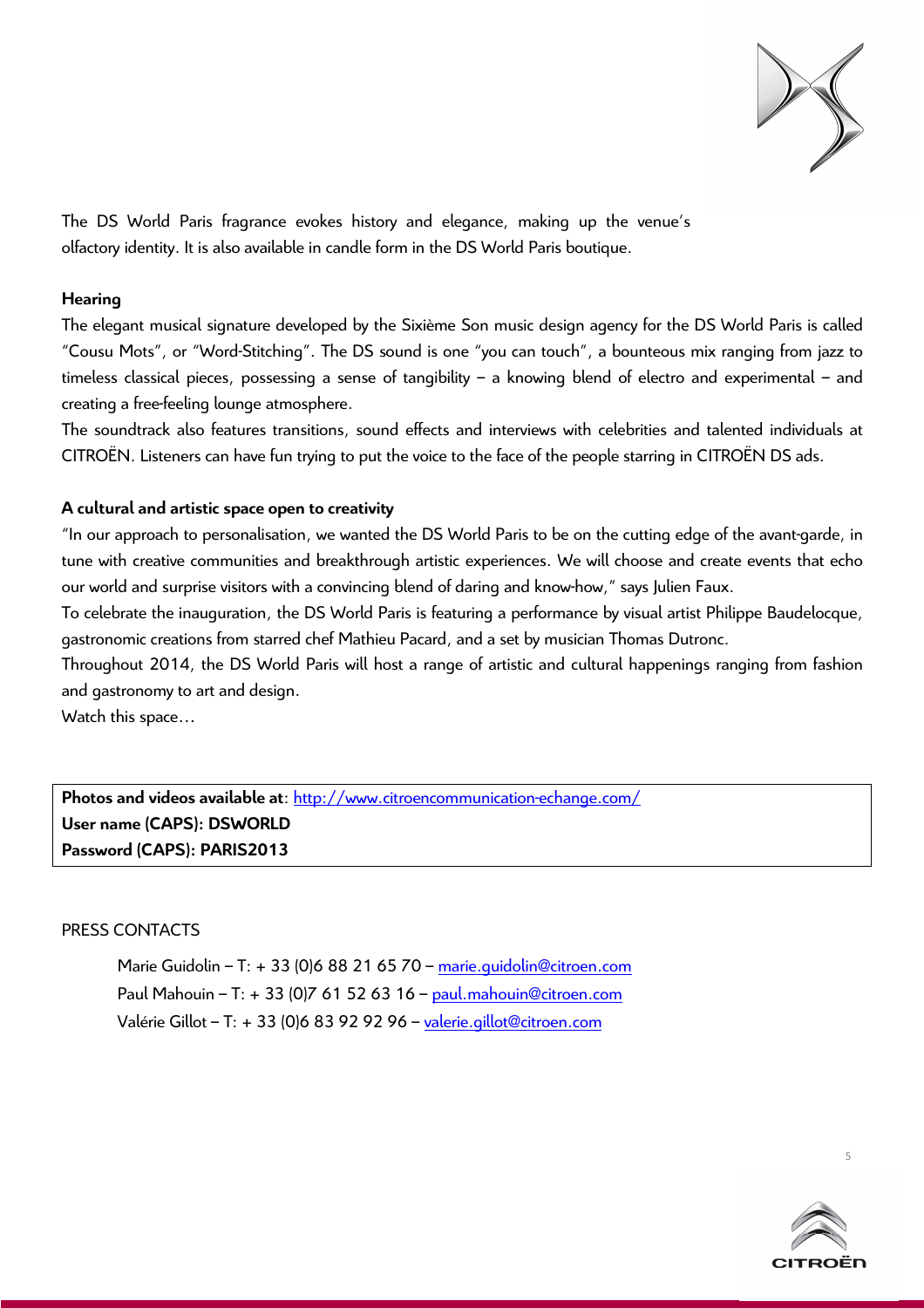The DS World Paris fragrance evokes history and elegance, making up the venue's olfactory identity. It is also available in candle form in the DS World Paris boutique.

**Hearing**

The elegant musical signature developed by the Sixième Son music design agency for the DS World Paris is called "Cousu Mots", or "Word-Stitching". The DS sound is one "you can touch", a bounteous mix ranging from jazz to timeless classical pieces, possessing a sense of tangibility – a knowing blend of electro and experimental – and creating a free-feeling lounge atmosphere.

The soundtrack also features transitions, sound effects and interviews with celebrities and talented individuals at CITROËN. Listeners can have fun trying to put the voice to the face of the people starring in CITROËN DS ads.

**A cultural and artistic space open to creativity**

"In our approach to personalisation, we wanted the DS World Paris to be on the cutting edge of the avant-garde, in tune with creative communities and breakthrough artistic experiences. We will choose and create events that echo our world and surprise visitors with a convincing blend of daring and know-how," says Julien Faux.

To celebrate the inauguration, the DS World Paris is featuring a performance by visual artist Philippe Baudelocque, gastronomic creations from starred chef Mathieu Pacard, and a set by musician Thomas Dutronc.

Throughout 2014, the DS World Paris will host a range of artistic and cultural happenings ranging from fashion and gastronomy to art and design.

Watch this space…

**Photos and videos available at**: http://www.citroencommunication-echange.com/
**User name (CAPS): DSWORLD**
**Password (CAPS): PARIS2013**

PRESS CONTACTS

Marie Guidolin – T: + 33 (0)6 88 21 65 70 – marie.guidolin@citroen.com
Paul Mahouin – T: + 33 (0)7 61 52 63 16 – paul.mahouin@citroen.com
Valérie Gillot – T: + 33 (0)6 83 92 92 96 – valerie.gillot@citroen.com